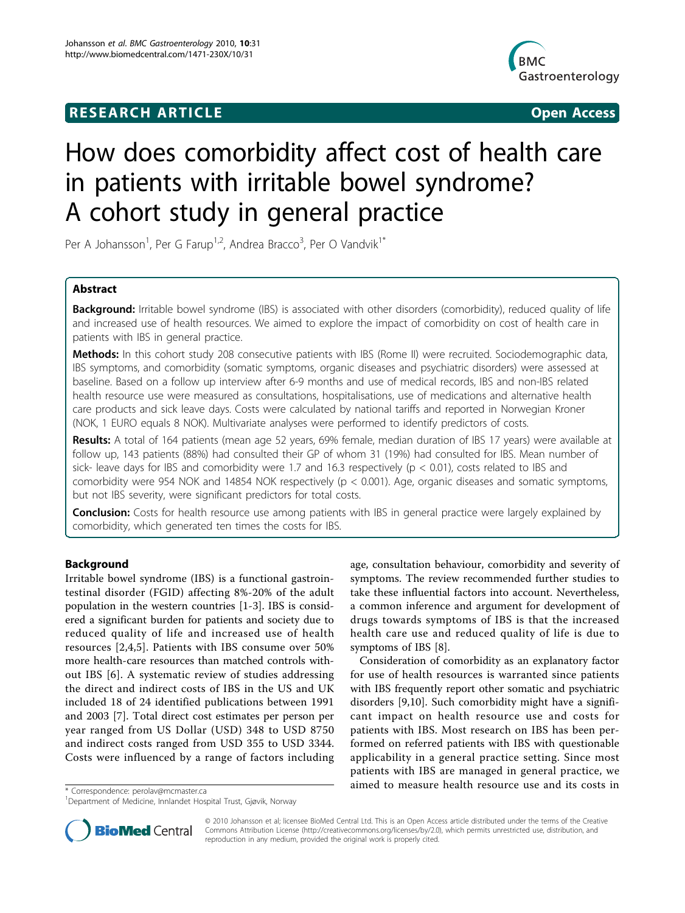RESEARCH ARTICLE

Open Access

# How does comorbidity affect cost of health care in patients with irritable bowel syndrome? A cohort study in general practice

Per A Johansson[1], Per G Farup[1,2], Andrea Bracco[3], Per O Vandvik[1*]

## Abstract

**Background:** Irritable bowel syndrome (IBS) is associated with other disorders (comorbidity), reduced quality of life and increased use of health resources. We aimed to explore the impact of comorbidity on cost of health care in patients with IBS in general practice.

**Methods:** In this cohort study 208 consecutive patients with IBS (Rome II) were recruited. Sociodemographic data, IBS symptoms, and comorbidity (somatic symptoms, organic diseases and psychiatric disorders) were assessed at baseline. Based on a follow up interview after 6-9 months and use of medical records, IBS and non-IBS related health resource use were measured as consultations, hospitalisations, use of medications and alternative health care products and sick leave days. Costs were calculated by national tariffs and reported in Norwegian Kroner (NOK, 1 EURO equals 8 NOK). Multivariate analyses were performed to identify predictors of costs.

**Results:** A total of 164 patients (mean age 52 years, 69% female, median duration of IBS 17 years) were available at follow up, 143 patients (88%) had consulted their GP of whom 31 (19%) had consulted for IBS. Mean number of sick- leave days for IBS and comorbidity were 1.7 and 16.3 respectively ($p < 0.01$), costs related to IBS and comorbidity were 954 NOK and 14854 NOK respectively ($p < 0.001$). Age, organic diseases and somatic symptoms, but not IBS severity, were significant predictors for total costs.

**Conclusion:** Costs for health resource use among patients with IBS in general practice were largely explained by comorbidity, which generated ten times the costs for IBS.

## Background

Irritable bowel syndrome (IBS) is a functional gastrointestinal disorder (FGID) affecting 8%-20% of the adult population in the western countries [1-3]. IBS is considered a significant burden for patients and society due to reduced quality of life and increased use of health resources [2,4,5]. Patients with IBS consume over 50% more health-care resources than matched controls without IBS [6]. A systematic review of studies addressing the direct and indirect costs of IBS in the US and UK included 18 of 24 identified publications between 1991 and 2003 [7]. Total direct cost estimates per person per year ranged from US Dollar (USD) 348 to USD 8750 and indirect costs ranged from USD 355 to USD 3344. Costs were influenced by a range of factors including age, consultation behaviour, comorbidity and severity of symptoms. The review recommended further studies to take these influential factors into account. Nevertheless, a common inference and argument for development of drugs towards symptoms of IBS is that the increased health care use and reduced quality of life is due to symptoms of IBS [8].

Consideration of comorbidity as an explanatory factor for use of health resources is warranted since patients with IBS frequently report other somatic and psychiatric disorders [9,10]. Such comorbidity might have a significant impact on health resource use and costs for patients with IBS. Most research on IBS has been performed on referred patients with IBS with questionable applicability in a general practice setting. Since most patients with IBS are managed in general practice, we aimed to measure health resource use and its costs in

\* Correspondence: perolav@mcmaster.ca

[1]Department of Medicine, Innlandet Hospital Trust, Gjøvik, Norway

© 2010 Johansson et al; licensee BioMed Central Ltd. This is an Open Access article distributed under the terms of the Creative Commons Attribution License (http://creativecommons.org/licenses/by/2.0), which permits unrestricted use, distribution, and reproduction in any medium, provided the original work is properly cited.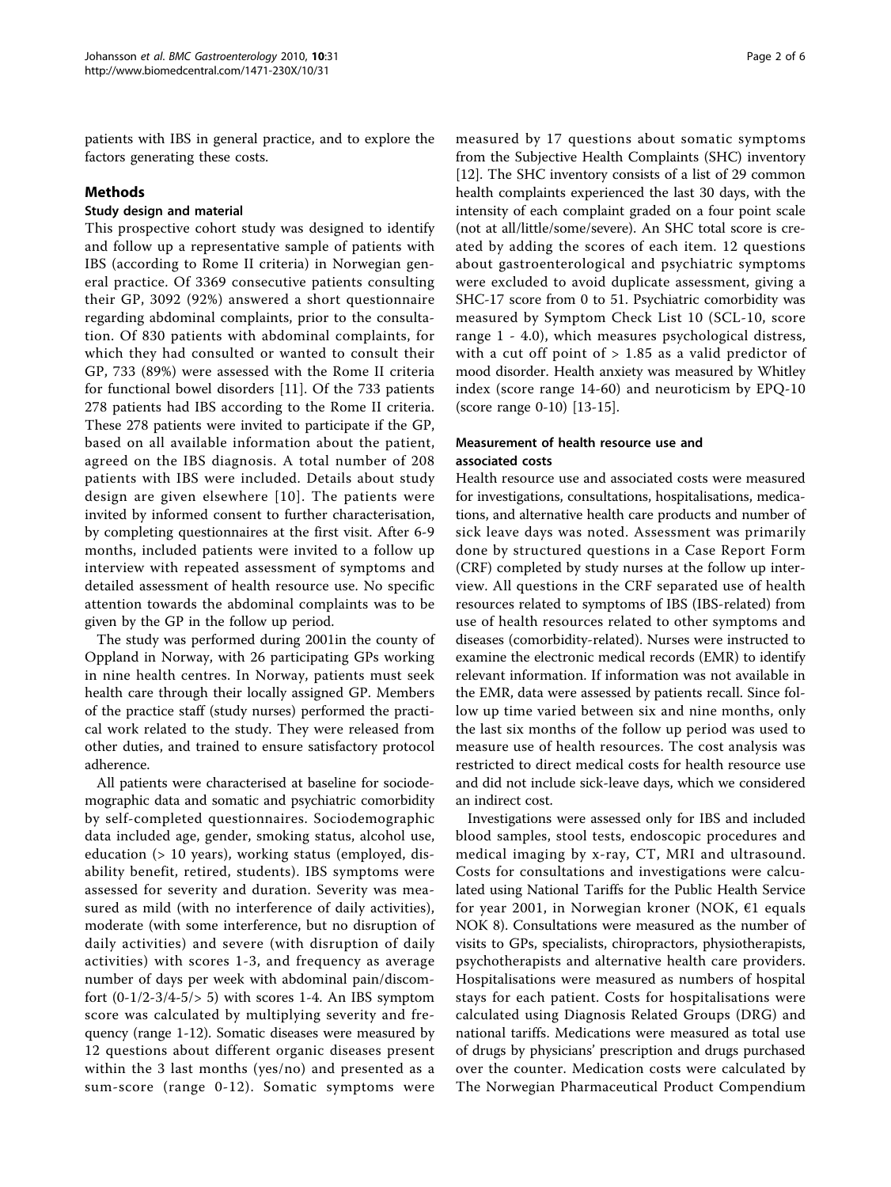patients with IBS in general practice, and to explore the factors generating these costs.

## Methods

### Study design and material

This prospective cohort study was designed to identify and follow up a representative sample of patients with IBS (according to Rome II criteria) in Norwegian general practice. Of 3369 consecutive patients consulting their GP, 3092 (92%) answered a short questionnaire regarding abdominal complaints, prior to the consultation. Of 830 patients with abdominal complaints, for which they had consulted or wanted to consult their GP, 733 (89%) were assessed with the Rome II criteria for functional bowel disorders [11]. Of the 733 patients 278 patients had IBS according to the Rome II criteria. These 278 patients were invited to participate if the GP, based on all available information about the patient, agreed on the IBS diagnosis. A total number of 208 patients with IBS were included. Details about study design are given elsewhere [10]. The patients were invited by informed consent to further characterisation, by completing questionnaires at the first visit. After 6-9 months, included patients were invited to a follow up interview with repeated assessment of symptoms and detailed assessment of health resource use. No specific attention towards the abdominal complaints was to be given by the GP in the follow up period.

The study was performed during 2001in the county of Oppland in Norway, with 26 participating GPs working in nine health centres. In Norway, patients must seek health care through their locally assigned GP. Members of the practice staff (study nurses) performed the practical work related to the study. They were released from other duties, and trained to ensure satisfactory protocol adherence.

All patients were characterised at baseline for sociodemographic data and somatic and psychiatric comorbidity by self-completed questionnaires. Sociodemographic data included age, gender, smoking status, alcohol use, education (> 10 years), working status (employed, disability benefit, retired, students). IBS symptoms were assessed for severity and duration. Severity was measured as mild (with no interference of daily activities), moderate (with some interference, but no disruption of daily activities) and severe (with disruption of daily activities) with scores 1-3, and frequency as average number of days per week with abdominal pain/discomfort (0-1/2-3/4-5/> 5) with scores 1-4. An IBS symptom score was calculated by multiplying severity and frequency (range 1-12). Somatic diseases were measured by 12 questions about different organic diseases present within the 3 last months (yes/no) and presented as a sum-score (range 0-12). Somatic symptoms were measured by 17 questions about somatic symptoms from the Subjective Health Complaints (SHC) inventory [12]. The SHC inventory consists of a list of 29 common health complaints experienced the last 30 days, with the intensity of each complaint graded on a four point scale (not at all/little/some/severe). An SHC total score is created by adding the scores of each item. 12 questions about gastroenterological and psychiatric symptoms were excluded to avoid duplicate assessment, giving a SHC-17 score from 0 to 51. Psychiatric comorbidity was measured by Symptom Check List 10 (SCL-10, score range 1 - 4.0), which measures psychological distress, with a cut off point of > 1.85 as a valid predictor of mood disorder. Health anxiety was measured by Whitley index (score range 14-60) and neuroticism by EPQ-10 (score range 0-10) [13-15].

### Measurement of health resource use and associated costs

Health resource use and associated costs were measured for investigations, consultations, hospitalisations, medications, and alternative health care products and number of sick leave days was noted. Assessment was primarily done by structured questions in a Case Report Form (CRF) completed by study nurses at the follow up interview. All questions in the CRF separated use of health resources related to symptoms of IBS (IBS-related) from use of health resources related to other symptoms and diseases (comorbidity-related). Nurses were instructed to examine the electronic medical records (EMR) to identify relevant information. If information was not available in the EMR, data were assessed by patients recall. Since follow up time varied between six and nine months, only the last six months of the follow up period was used to measure use of health resources. The cost analysis was restricted to direct medical costs for health resource use and did not include sick-leave days, which we considered an indirect cost.

Investigations were assessed only for IBS and included blood samples, stool tests, endoscopic procedures and medical imaging by x-ray, CT, MRI and ultrasound. Costs for consultations and investigations were calculated using National Tariffs for the Public Health Service for year 2001, in Norwegian kroner (NOK, €1 equals NOK 8). Consultations were measured as the number of visits to GPs, specialists, chiropractors, physiotherapists, psychotherapists and alternative health care providers. Hospitalisations were measured as numbers of hospital stays for each patient. Costs for hospitalisations were calculated using Diagnosis Related Groups (DRG) and national tariffs. Medications were measured as total use of drugs by physicians' prescription and drugs purchased over the counter. Medication costs were calculated by The Norwegian Pharmaceutical Product Compendium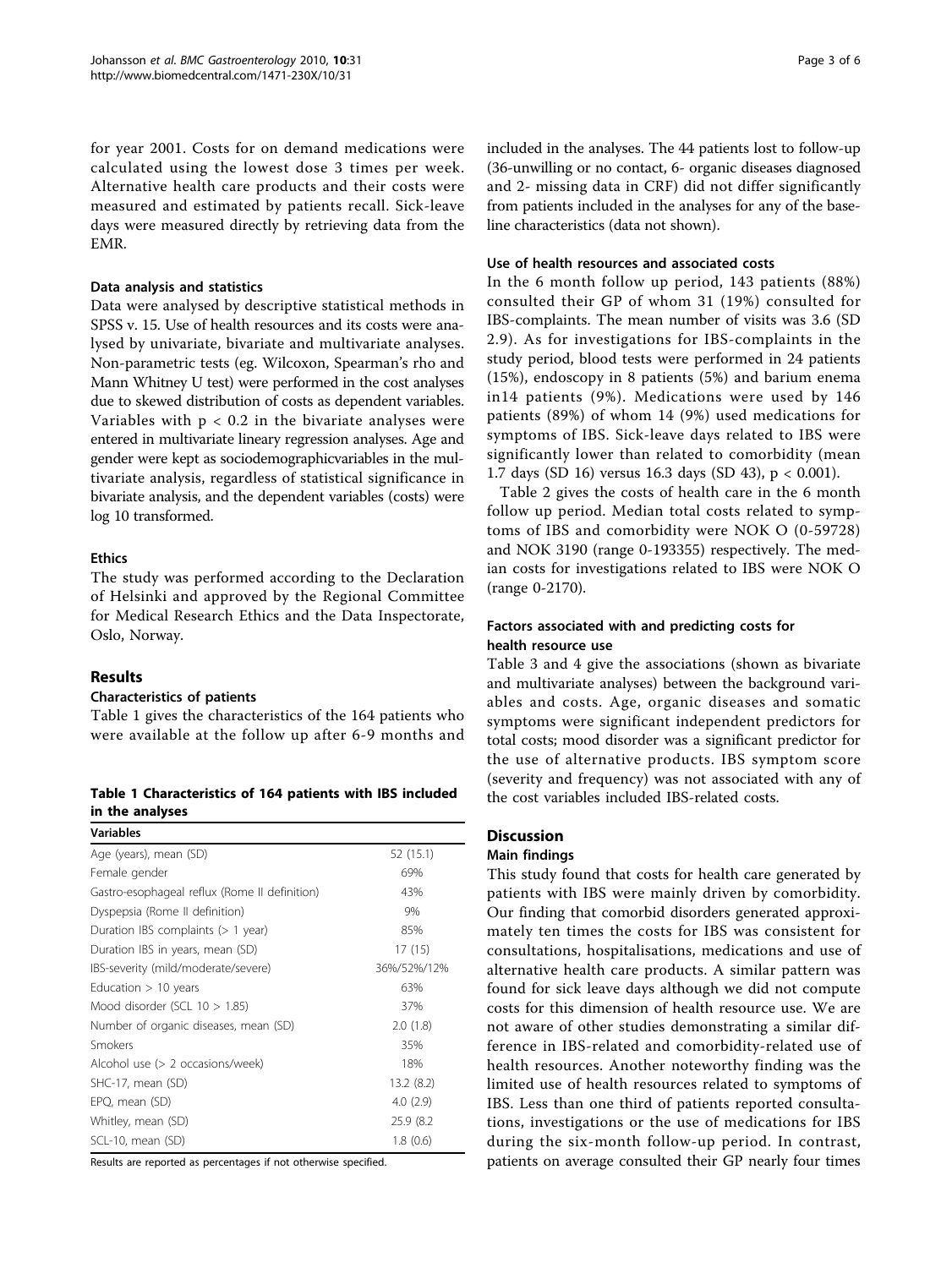for year 2001. Costs for on demand medications were calculated using the lowest dose 3 times per week. Alternative health care products and their costs were measured and estimated by patients recall. Sick-leave days were measured directly by retrieving data from the EMR.

### Data analysis and statistics

Data were analysed by descriptive statistical methods in SPSS v. 15. Use of health resources and its costs were analysed by univariate, bivariate and multivariate analyses. Non-parametric tests (eg. Wilcoxon, Spearman's rho and Mann Whitney U test) were performed in the cost analyses due to skewed distribution of costs as dependent variables. Variables with $p < 0.2$ in the bivariate analyses were entered in multivariate lineary regression analyses. Age and gender were kept as sociodemographicvariables in the multivariate analysis, regardless of statistical significance in bivariate analysis, and the dependent variables (costs) were log 10 transformed.

### Ethics

The study was performed according to the Declaration of Helsinki and approved by the Regional Committee for Medical Research Ethics and the Data Inspectorate, Oslo, Norway.

## Results

### Characteristics of patients

Table 1 gives the characteristics of the 164 patients who were available at the follow up after 6-9 months and included in the analyses. The 44 patients lost to follow-up (36-unwilling or no contact, 6- organic diseases diagnosed and 2- missing data in CRF) did not differ significantly from patients included in the analyses for any of the baseline characteristics (data not shown).

**Table 1 Characteristics of 164 patients with IBS included in the analyses**

| Variables | |
|---|---|
| Age (years), mean (SD) | 52 (15.1) |
| Female gender | 69% |
| Gastro-esophageal reflux (Rome II definition) | 43% |
| Dyspepsia (Rome II definition) | 9% |
| Duration IBS complaints (> 1 year) | 85% |
| Duration IBS in years, mean (SD) | 17 (15) |
| IBS-severity (mild/moderate/severe) | 36%/52%/12% |
| Education > 10 years | 63% |
| Mood disorder (SCL 10 > 1.85) | 37% |
| Number of organic diseases, mean (SD) | 2.0 (1.8) |
| Smokers | 35% |
| Alcohol use (> 2 occasions/week) | 18% |
| SHC-17, mean (SD) | 13.2 (8.2) |
| EPQ, mean (SD) | 4.0 (2.9) |
| Whitley, mean (SD) | 25.9 (8.2 |
| SCL-10, mean (SD) | 1.8 (0.6) |

Results are reported as percentages if not otherwise specified.

### Use of health resources and associated costs

In the 6 month follow up period, 143 patients (88%) consulted their GP of whom 31 (19%) consulted for IBS-complaints. The mean number of visits was 3.6 (SD 2.9). As for investigations for IBS-complaints in the study period, blood tests were performed in 24 patients (15%), endoscopy in 8 patients (5%) and barium enema in14 patients (9%). Medications were used by 146 patients (89%) of whom 14 (9%) used medications for symptoms of IBS. Sick-leave days related to IBS were significantly lower than related to comorbidity (mean 1.7 days (SD 16) versus 16.3 days (SD 43), $p < 0.001$).

Table 2 gives the costs of health care in the 6 month follow up period. Median total costs related to symptoms of IBS and comorbidity were NOK O (0-59728) and NOK 3190 (range 0-193355) respectively. The median costs for investigations related to IBS were NOK O (range 0-2170).

### Factors associated with and predicting costs for health resource use

Table 3 and 4 give the associations (shown as bivariate and multivariate analyses) between the background variables and costs. Age, organic diseases and somatic symptoms were significant independent predictors for total costs; mood disorder was a significant predictor for the use of alternative products. IBS symptom score (severity and frequency) was not associated with any of the cost variables included IBS-related costs.

## Discussion

### Main findings

This study found that costs for health care generated by patients with IBS were mainly driven by comorbidity. Our finding that comorbid disorders generated approximately ten times the costs for IBS was consistent for consultations, hospitalisations, medications and use of alternative health care products. A similar pattern was found for sick leave days although we did not compute costs for this dimension of health resource use. We are not aware of other studies demonstrating a similar difference in IBS-related and comorbidity-related use of health resources. Another noteworthy finding was the limited use of health resources related to symptoms of IBS. Less than one third of patients reported consultations, investigations or the use of medications for IBS during the six-month follow-up period. In contrast, patients on average consulted their GP nearly four times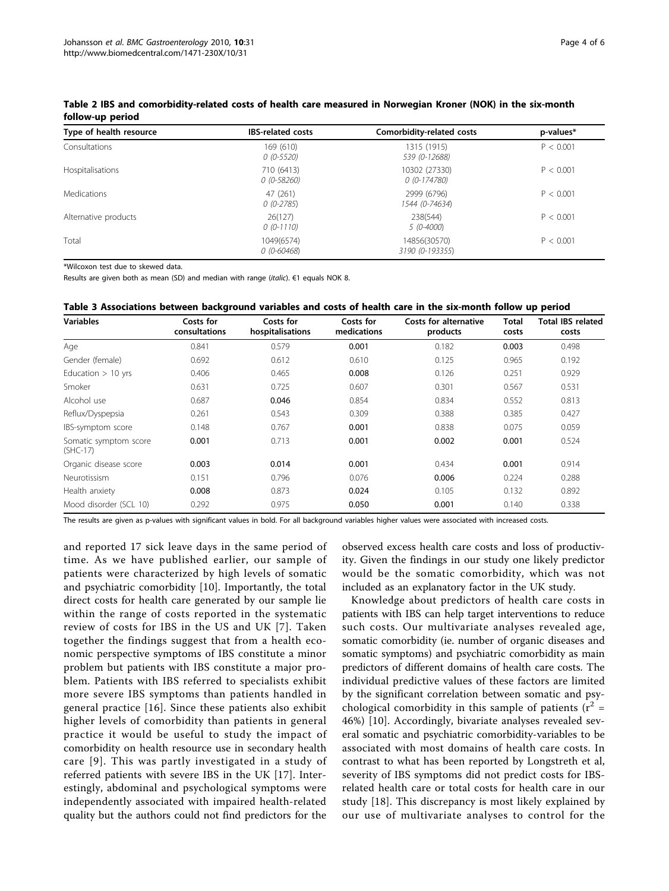**Table 2 IBS and comorbidity-related costs of health care measured in Norwegian Kroner (NOK) in the six-month follow-up period**

| Type of health resource | IBS-related costs | Comorbidity-related costs | p-values* |
|---|---|---|---|
| Consultations | 169 (610)<br>*0 (0-5520)* | 1315 (1915)<br>*539 (0-12688)* | P < 0.001 |
| Hospitalisations | 710 (6413)<br>*0 (0-58260)* | 10302 (27330)<br>*0 (0-174780)* | P < 0.001 |
| Medications | 47 (261)<br>*0 (0-2785)* | 2999 (6796)<br>*1544 (0-74634)* | P < 0.001 |
| Alternative products | 26(127)<br>*0 (0-1110)* | 238(544)<br>*5 (0-4000)* | P < 0.001 |
| Total | 1049(6574)<br>*0 (0-60468)* | 14856(30570)<br>*3190 (0-193355)* | P < 0.001 |

*Wilcoxon test due to skewed data.

Results are given both as mean (SD) and median with range (*italic*). €1 equals NOK 8.

**Table 3 Associations between background variables and costs of health care in the six-month follow up period**

| Variables | Costs for consultations | Costs for hospitalisations | Costs for medications | Costs for alternative products | Total costs | Total IBS related costs |
|---|---|---|---|---|---|---|
| Age | 0.841 | 0.579 | **0.001** | 0.182 | **0.003** | 0.498 |
| Gender (female) | 0.692 | 0.612 | 0.610 | 0.125 | 0.965 | 0.192 |
| Education > 10 yrs | 0.406 | 0.465 | **0.008** | 0.126 | 0.251 | 0.929 |
| Smoker | 0.631 | 0.725 | 0.607 | 0.301 | 0.567 | 0.531 |
| Alcohol use | 0.687 | **0.046** | 0.854 | 0.834 | 0.552 | 0.813 |
| Reflux/Dyspepsia | 0.261 | 0.543 | 0.309 | 0.388 | 0.385 | 0.427 |
| IBS-symptom score | 0.148 | 0.767 | **0.001** | 0.838 | 0.075 | 0.059 |
| Somatic symptom score (SHC-17) | **0.001** | 0.713 | **0.001** | **0.002** | **0.001** | 0.524 |
| Organic disease score | **0.003** | **0.014** | **0.001** | 0.434 | **0.001** | 0.914 |
| Neurotissism | 0.151 | 0.796 | 0.076 | **0.006** | 0.224 | 0.288 |
| Health anxiety | **0.008** | 0.873 | **0.024** | 0.105 | 0.132 | 0.892 |
| Mood disorder (SCL 10) | 0.292 | 0.975 | **0.050** | **0.001** | 0.140 | 0.338 |

The results are given as p-values with significant values in bold. For all background variables higher values were associated with increased costs.

and reported 17 sick leave days in the same period of time. As we have published earlier, our sample of patients were characterized by high levels of somatic and psychiatric comorbidity [10]. Importantly, the total direct costs for health care generated by our sample lie within the range of costs reported in the systematic review of costs for IBS in the US and UK [7]. Taken together the findings suggest that from a health economic perspective symptoms of IBS constitute a minor problem but patients with IBS constitute a major problem. Patients with IBS referred to specialists exhibit more severe IBS symptoms than patients handled in general practice [16]. Since these patients also exhibit higher levels of comorbidity than patients in general practice it would be useful to study the impact of comorbidity on health resource use in secondary health care [9]. This was partly investigated in a study of referred patients with severe IBS in the UK [17]. Interestingly, abdominal and psychological symptoms were independently associated with impaired health-related quality but the authors could not find predictors for the observed excess health care costs and loss of productivity. Given the findings in our study one likely predictor would be the somatic comorbidity, which was not included as an explanatory factor in the UK study.

Knowledge about predictors of health care costs in patients with IBS can help target interventions to reduce such costs. Our multivariate analyses revealed age, somatic comorbidity (ie. number of organic diseases and somatic symptoms) and psychiatric comorbidity as main predictors of different domains of health care costs. The individual predictive values of these factors are limited by the significant correlation between somatic and psychological comorbidity in this sample of patients ($r^2$ = 46%) [10]. Accordingly, bivariate analyses revealed several somatic and psychiatric comorbidity-variables to be associated with most domains of health care costs. In contrast to what has been reported by Longstreth et al, severity of IBS symptoms did not predict costs for IBS-related health care or total costs for health care in our study [18]. This discrepancy is most likely explained by our use of multivariate analyses to control for the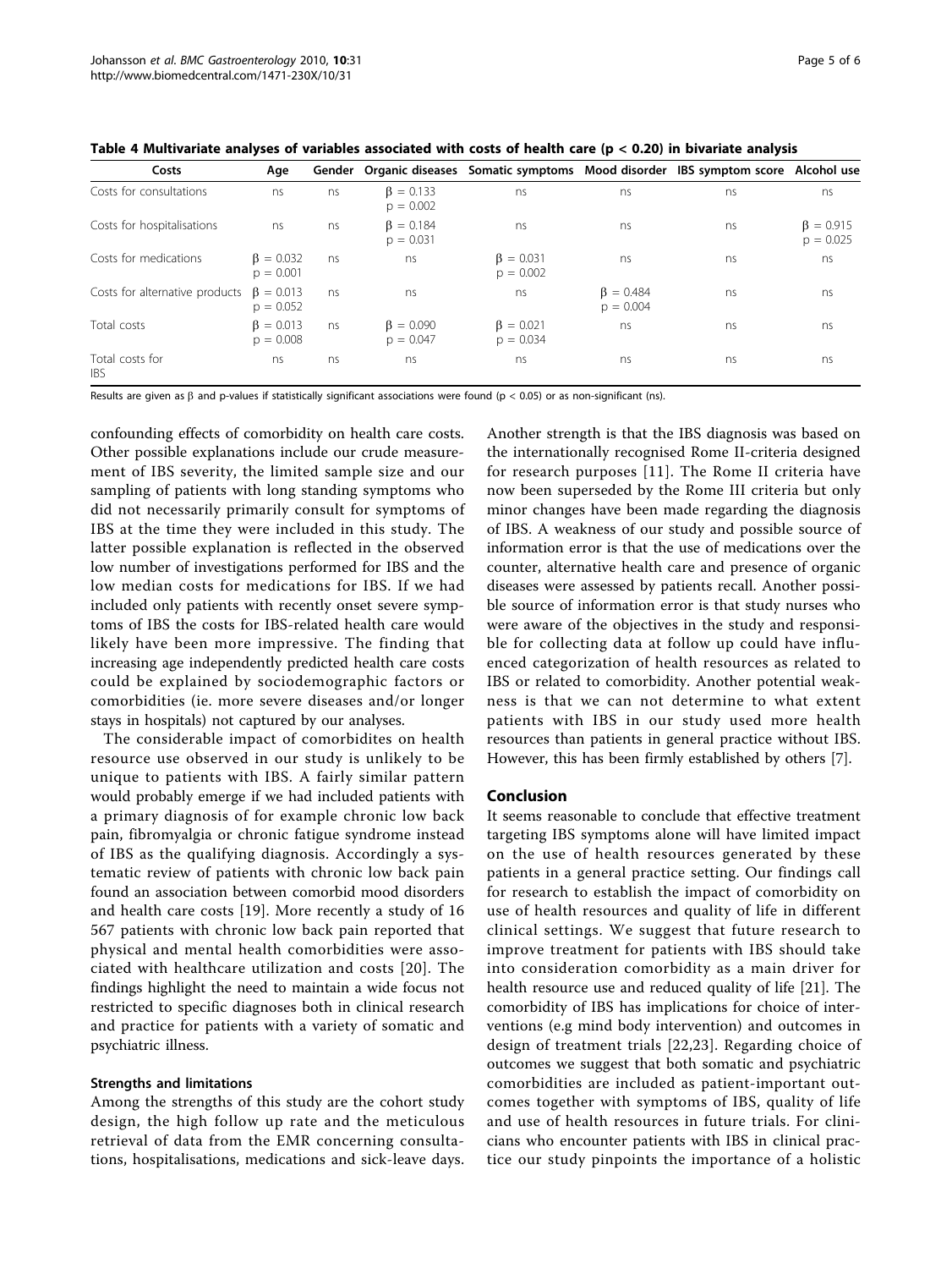**Table 4 Multivariate analyses of variables associated with costs of health care (p < 0.20) in bivariate analysis**

| Costs | Age | Gender | Organic diseases | Somatic symptoms | Mood disorder | IBS symptom score | Alcohol use |
|---|---|---|---|---|---|---|---|
| Costs for consultations | ns | ns | $\beta = 0.133$ $p = 0.002$ | ns | ns | ns | ns |
| Costs for hospitalisations | ns | ns | $\beta = 0.184$ $p = 0.031$ | ns | ns | ns | $\beta = 0.915$ $p = 0.025$ |
| Costs for medications | $\beta = 0.032$ $p = 0.001$ | ns | ns | $\beta = 0.031$ $p = 0.002$ | ns | ns | ns |
| Costs for alternative products | $\beta = 0.013$ $p = 0.052$ | ns | ns | ns | $\beta = 0.484$ $p = 0.004$ | ns | ns |
| Total costs | $\beta = 0.013$ $p = 0.008$ | ns | $\beta = 0.090$ $p = 0.047$ | $\beta = 0.021$ $p = 0.034$ | ns | ns | ns |
| Total costs for IBS | ns | ns | ns | ns | ns | ns | ns |

Results are given as β and p-values if statistically significant associations were found ($p < 0.05$) or as non-significant (ns).

confounding effects of comorbidity on health care costs. Other possible explanations include our crude measurement of IBS severity, the limited sample size and our sampling of patients with long standing symptoms who did not necessarily primarily consult for symptoms of IBS at the time they were included in this study. The latter possible explanation is reflected in the observed low number of investigations performed for IBS and the low median costs for medications for IBS. If we had included only patients with recently onset severe symptoms of IBS the costs for IBS-related health care would likely have been more impressive. The finding that increasing age independently predicted health care costs could be explained by sociodemographic factors or comorbidities (ie. more severe diseases and/or longer stays in hospitals) not captured by our analyses.

The considerable impact of comorbidites on health resource use observed in our study is unlikely to be unique to patients with IBS. A fairly similar pattern would probably emerge if we had included patients with a primary diagnosis of for example chronic low back pain, fibromyalgia or chronic fatigue syndrome instead of IBS as the qualifying diagnosis. Accordingly a systematic review of patients with chronic low back pain found an association between comorbid mood disorders and health care costs [19]. More recently a study of 16 567 patients with chronic low back pain reported that physical and mental health comorbidities were associated with healthcare utilization and costs [20]. The findings highlight the need to maintain a wide focus not restricted to specific diagnoses both in clinical research and practice for patients with a variety of somatic and psychiatric illness.

### Strengths and limitations

Among the strengths of this study are the cohort study design, the high follow up rate and the meticulous retrieval of data from the EMR concerning consultations, hospitalisations, medications and sick-leave days. Another strength is that the IBS diagnosis was based on the internationally recognised Rome II-criteria designed for research purposes [11]. The Rome II criteria have now been superseded by the Rome III criteria but only minor changes have been made regarding the diagnosis of IBS. A weakness of our study and possible source of information error is that the use of medications over the counter, alternative health care and presence of organic diseases were assessed by patients recall. Another possible source of information error is that study nurses who were aware of the objectives in the study and responsible for collecting data at follow up could have influenced categorization of health resources as related to IBS or related to comorbidity. Another potential weakness is that we can not determine to what extent patients with IBS in our study used more health resources than patients in general practice without IBS. However, this has been firmly established by others [7].

## Conclusion

It seems reasonable to conclude that effective treatment targeting IBS symptoms alone will have limited impact on the use of health resources generated by these patients in a general practice setting. Our findings call for research to establish the impact of comorbidity on use of health resources and quality of life in different clinical settings. We suggest that future research to improve treatment for patients with IBS should take into consideration comorbidity as a main driver for health resource use and reduced quality of life [21]. The comorbidity of IBS has implications for choice of interventions (e.g mind body intervention) and outcomes in design of treatment trials [22,23]. Regarding choice of outcomes we suggest that both somatic and psychiatric comorbidities are included as patient-important outcomes together with symptoms of IBS, quality of life and use of health resources in future trials. For clinicians who encounter patients with IBS in clinical practice our study pinpoints the importance of a holistic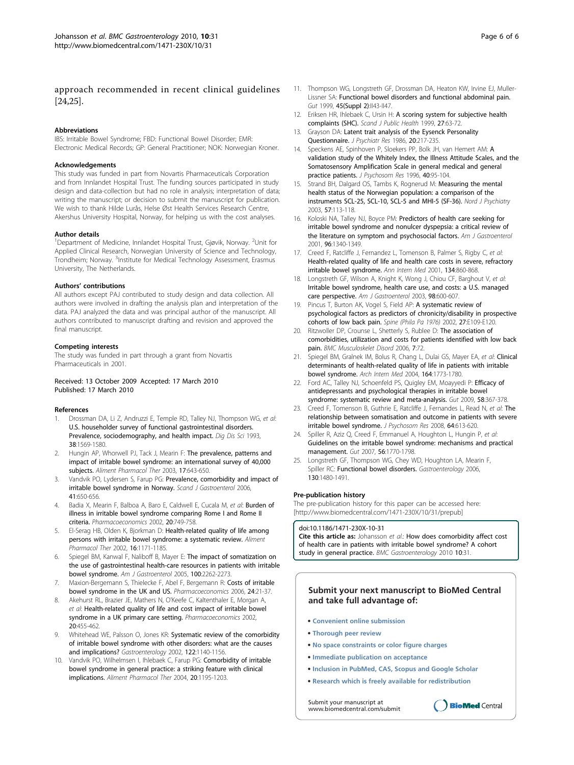approach recommended in recent clinical guidelines [24,25].

### Abbreviations

IBS: Irritable Bowel Syndrome; FBD: Functional Bowel Disorder; EMR: Electronic Medical Records; GP: General Practitioner; NOK: Norwegian Kroner.

### Acknowledgements

This study was funded in part from Novartis Pharmaceuticals Corporation and from Innlandet Hospital Trust. The funding sources participated in study design and data-collection but had no role in analysis; interpretation of data; writing the manuscript; or decision to submit the manuscript for publication. We wish to thank Hilde Lurås, Helse Øst Health Services Research Centre, Akershus University Hospital, Norway, for helping us with the cost analyses.

### Author details

[1]Department of Medicine, Innlandet Hospital Trust, Gjøvik, Norway. [2]Unit for Applied Clinical Research, Norwegian University of Science and Technology, Trondheim; Norway. [3]Institute for Medical Technology Assessment, Erasmus University, The Netherlands.

### Authors' contributions

All authors except PAJ contributed to study design and data collection. All authors were involved in drafting the analysis plan and interpretation of the data. PAJ analyzed the data and was principal author of the manuscript. All authors contributed to manuscript drafting and revision and approved the final manuscript.

### Competing interests

The study was funded in part through a grant from Novartis Pharmaceuticals in 2001.

Received: 13 October 2009 Accepted: 17 March 2010
Published: 17 March 2010

### References

1. Drossman DA, Li Z, Andruzzi E, Temple RD, Talley NJ, Thompson WG, *et al*: U.S. householder survey of functional gastrointestinal disorders. Prevalence, sociodemography, and health impact. *Dig Dis Sci* 1993, 38:1569-1580.
2. Hungin AP, Whorwell PJ, Tack J, Mearin F: The prevalence, patterns and impact of irritable bowel syndrome: an international survey of 40,000 subjects. *Aliment Pharmacol Ther* 2003, 17:643-650.
3. Vandvik PO, Lydersen S, Farup PG: Prevalence, comorbidity and impact of irritable bowel syndrome in Norway. *Scand J Gastroenterol* 2006, 41:650-656.
4. Badia X, Mearin F, Balboa A, Baro E, Caldwell E, Cucala M, *et al*: Burden of illness in irritable bowel syndrome comparing Rome I and Rome II criteria. *Pharmacoeconomics* 2002, 20:749-758.
5. El-Serag HB, Olden K, Bjorkman D: Health-related quality of life among persons with irritable bowel syndrome: a systematic review. *Aliment Pharmacol Ther* 2002, 16:1171-1185.
6. Spiegel BM, Kanwal F, Naliboff B, Mayer E: The impact of somatization on the use of gastrointestinal health-care resources in patients with irritable bowel syndrome. *Am J Gastroenterol* 2005, 100:2262-2273.
7. Maxion-Bergemann S, Thielecke F, Abel F, Bergemann R: Costs of irritable bowel syndrome in the UK and US. *Pharmacoeconomics* 2006, 24:21-37.
8. Akehurst RL, Brazier JE, Mathers N, O'Keefe C, Kaltenthaler E, Morgan A, *et al*: Health-related quality of life and cost impact of irritable bowel syndrome in a UK primary care setting. *Pharmacoeconomics* 2002, 20:455-462.
9. Whitehead WE, Palsson O, Jones KR: Systematic review of the comorbidity of irritable bowel syndrome with other disorders: what are the causes and implications? *Gastroenterology* 2002, 122:1140-1156.
10. Vandvik PO, Wilhelmsen I, Ihlebaek C, Farup PG: Comorbidity of irritable bowel syndrome in general practice: a striking feature with clinical implications. *Aliment Pharmacol Ther* 2004, 20:1195-1203.
11. Thompson WG, Longstreth GF, Drossman DA, Heaton KW, Irvine EJ, Muller-Lissner SA: Functional bowel disorders and functional abdominal pain. *Gut* 1999, 45(Suppl 2):II43-II47.
12. Eriksen HR, Ihlebaek C, Ursin H: A scoring system for subjective health complaints (SHC). *Scand J Public Health* 1999, 27:63-72.
13. Grayson DA: Latent trait analysis of the Eysenck Personality Questionnaire. *J Psychiatr Res* 1986, 20:217-235.
14. Speckens AE, Spinhoven P, Sloekers PP, Bolk JH, van Hemert AM: A validation study of the Whitely Index, the Illness Attitude Scales, and the Somatosensory Amplification Scale in general medical and general practice patients. *J Psychosom Res* 1996, 40:95-104.
15. Strand BH, Dalgard OS, Tambs K, Rognerud M: Measuring the mental health status of the Norwegian population: a comparison of the instruments SCL-25, SCL-10, SCL-5 and MHI-5 (SF-36). *Nord J Psychiatry* 2003, 57:113-118.
16. Koloski NA, Talley NJ, Boyce PM: Predictors of health care seeking for irritable bowel syndrome and nonulcer dyspepsia: a critical review of the literature on symptom and psychosocial factors. *Am J Gastroenterol* 2001, 96:1340-1349.
17. Creed F, Ratcliffe J, Fernandez L, Tomenson B, Palmer S, Rigby C, *et al*: Health-related quality of life and health care costs in severe, refractory irritable bowel syndrome. *Ann Intern Med* 2001, 134:860-868.
18. Longstreth GF, Wilson A, Knight K, Wong J, Chiou CF, Barghout V, *et al*: Irritable bowel syndrome, health care use, and costs: a U.S. managed care perspective. *Am J Gastroenterol* 2003, 98:600-607.
19. Pincus T, Burton AK, Vogel S, Field AP: A systematic review of psychological factors as predictors of chronicity/disability in prospective cohorts of low back pain. *Spine (Phila Pa 1976)* 2002, 27:E109-E120.
20. Ritzwoller DP, Crounse L, Shetterly S, Rublee D: The association of comorbidities, utilization and costs for patients identified with low back pain. *BMC Musculoskelet Disord* 2006, 7:72.
21. Spiegel BM, Gralnek IM, Bolus R, Chang L, Dulai GS, Mayer EA, *et al*: Clinical determinants of health-related quality of life in patients with irritable bowel syndrome. *Arch Intern Med* 2004, 164:1773-1780.
22. Ford AC, Talley NJ, Schoenfeld PS, Quigley EM, Moayyedi P: Efficacy of antidepressants and psychological therapies in irritable bowel syndrome: systematic review and meta-analysis. *Gut* 2009, 58:367-378.
23. Creed F, Tomenson B, Guthrie E, Ratcliffe J, Fernandes L, Read N, *et al*: The relationship between somatisation and outcome in patients with severe irritable bowel syndrome. *J Psychosom Res* 2008, 64:613-620.
24. Spiller R, Aziz Q, Creed F, Emmanuel A, Houghton L, Hungin P, *et al*: Guidelines on the irritable bowel syndrome: mechanisms and practical management. *Gut* 2007, 56:1770-1798.
25. Longstreth GF, Thompson WG, Chey WD, Houghton LA, Mearin F, Spiller RC: Functional bowel disorders. *Gastroenterology* 2006, 130:1480-1491.

### Pre-publication history

The pre-publication history for this paper can be accessed here: [http://www.biomedcentral.com/1471-230X/10/31/prepub]

doi:10.1186/1471-230X-10-31
**Cite this article as:** Johansson *et al.*: How does comorbidity affect cost of health care in patients with irritable bowel syndrome? A cohort study in general practice. *BMC Gastroenterology* 2010 10:31.

**Submit your next manuscript to BioMed Central and take full advantage of:**

- Convenient online submission
- Thorough peer review
- No space constraints or color figure charges
- Immediate publication on acceptance
- Inclusion in PubMed, CAS, Scopus and Google Scholar
- Research which is freely available for redistribution

Submit your manuscript at www.biomedcentral.com/submit